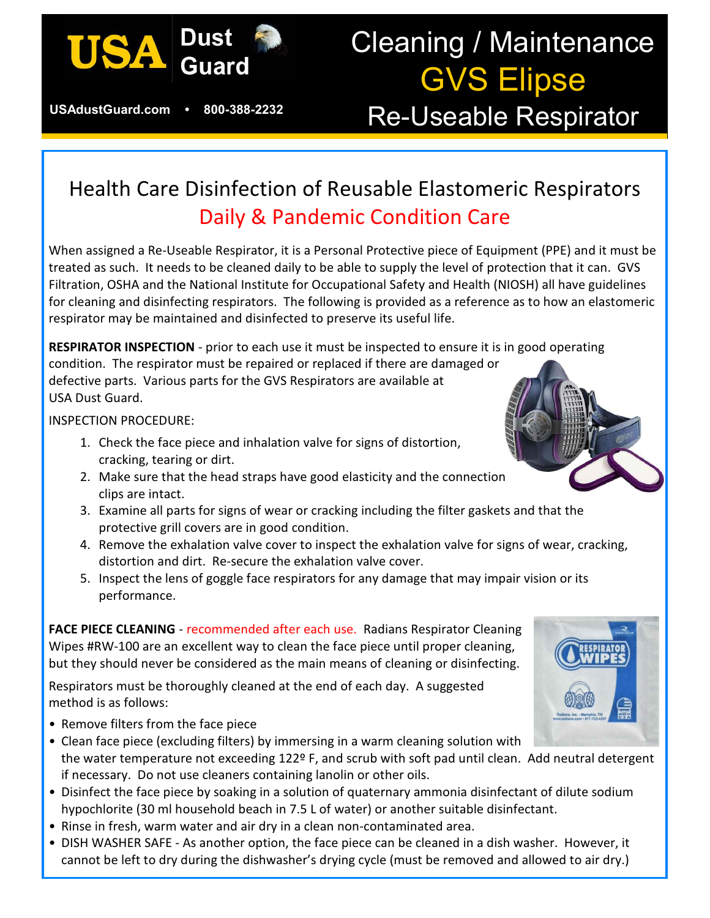USA Dust Guard

USAdustGuard.com • 800-388-2232

# Cleaning / Maintenance GVS Elipse Re-Useable Respirator

## Health Care Disinfection of Reusable Elastomeric Respirators
### Daily & Pandemic Condition Care

When assigned a Re-Useable Respirator, it is a Personal Protective piece of Equipment (PPE) and it must be treated as such. It needs to be cleaned daily to be able to supply the level of protection that it can. GVS Filtration, OSHA and the National Institute for Occupational Safety and Health (NIOSH) all have guidelines for cleaning and disinfecting respirators. The following is provided as a reference as to how an elastomeric respirator may be maintained and disinfected to preserve its useful life.

**RESPIRATOR INSPECTION** - prior to each use it must be inspected to ensure it is in good operating condition. The respirator must be repaired or replaced if there are damaged or defective parts. Various parts for the GVS Respirators are available at USA Dust Guard.

INSPECTION PROCEDURE:

1. Check the face piece and inhalation valve for signs of distortion, cracking, tearing or dirt.
2. Make sure that the head straps have good elasticity and the connection clips are intact.
3. Examine all parts for signs of wear or cracking including the filter gaskets and that the protective grill covers are in good condition.
4. Remove the exhalation valve cover to inspect the exhalation valve for signs of wear, cracking, distortion and dirt. Re-secure the exhalation valve cover.
5. Inspect the lens of goggle face respirators for any damage that may impair vision or its performance.

**FACE PIECE CLEANING** - recommended after each use. Radians Respirator Cleaning Wipes #RW-100 are an excellent way to clean the face piece until proper cleaning, but they should never be considered as the main means of cleaning or disinfecting.

Respirators must be thoroughly cleaned at the end of each day. A suggested method is as follows:

- Remove filters from the face piece
- Clean face piece (excluding filters) by immersing in a warm cleaning solution with the water temperature not exceeding 122º F, and scrub with soft pad until clean. Add neutral detergent if necessary. Do not use cleaners containing lanolin or other oils.
- Disinfect the face piece by soaking in a solution of quaternary ammonia disinfectant of dilute sodium hypochlorite (30 ml household beach in 7.5 L of water) or another suitable disinfectant.
- Rinse in fresh, warm water and air dry in a clean non-contaminated area.
- DISH WASHER SAFE - As another option, the face piece can be cleaned in a dish washer. However, it cannot be left to dry during the dishwasher's drying cycle (must be removed and allowed to air dry.)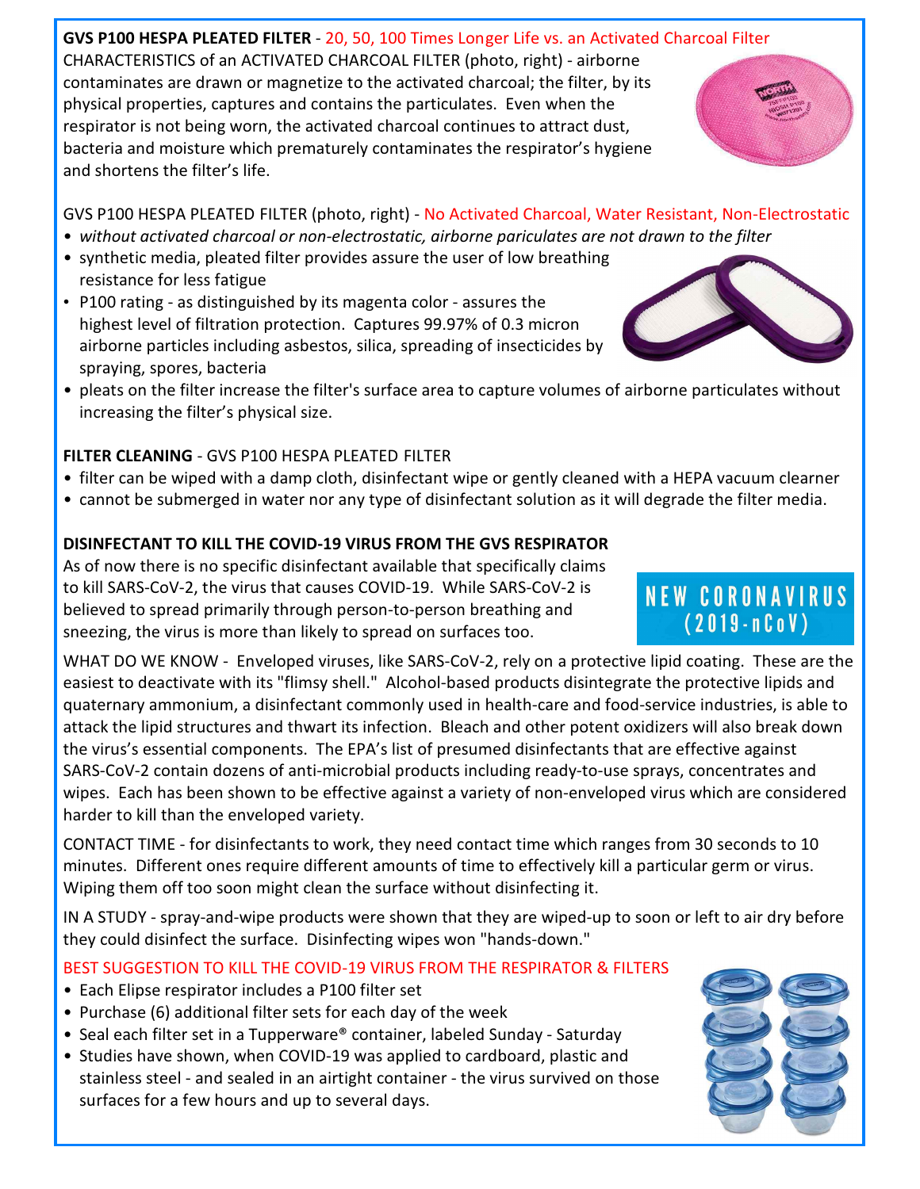**GVS P100 HESPA PLEATED FILTER** - 20, 50, 100 Times Longer Life vs. an Activated Charcoal Filter

CHARACTERISTICS of an ACTIVATED CHARCOAL FILTER (photo, right) - airborne contaminates are drawn or magnetize to the activated charcoal; the filter, by its physical properties, captures and contains the particulates. Even when the respirator is not being worn, the activated charcoal continues to attract dust, bacteria and moisture which prematurely contaminates the respirator's hygiene and shortens the filter's life.

GVS P100 HESPA PLEATED FILTER (photo, right) - No Activated Charcoal, Water Resistant, Non-Electrostatic

- *without activated charcoal or non-electrostatic, airborne pariculates are not drawn to the filter*
- synthetic media, pleated filter provides assure the user of low breathing resistance for less fatigue
- P100 rating - as distinguished by its magenta color - assures the highest level of filtration protection. Captures 99.97% of 0.3 micron airborne particles including asbestos, silica, spreading of insecticides by spraying, spores, bacteria
- pleats on the filter increase the filter's surface area to capture volumes of airborne particulates without increasing the filter's physical size.

**FILTER CLEANING** - GVS P100 HESPA PLEATED FILTER

- filter can be wiped with a damp cloth, disinfectant wipe or gently cleaned with a HEPA vacuum clearner
- cannot be submerged in water nor any type of disinfectant solution as it will degrade the filter media.

**DISINFECTANT TO KILL THE COVID-19 VIRUS FROM THE GVS RESPIRATOR**

As of now there is no specific disinfectant available that specifically claims to kill SARS-CoV-2, the virus that causes COVID-19. While SARS-CoV-2 is believed to spread primarily through person-to-person breathing and sneezing, the virus is more than likely to spread on surfaces too.

NEW CORONAVIRUS (2019-nCoV)

WHAT DO WE KNOW - Enveloped viruses, like SARS-CoV-2, rely on a protective lipid coating. These are the easiest to deactivate with its "flimsy shell." Alcohol-based products disintegrate the protective lipids and quaternary ammonium, a disinfectant commonly used in health-care and food-service industries, is able to attack the lipid structures and thwart its infection. Bleach and other potent oxidizers will also break down the virus's essential components. The EPA's list of presumed disinfectants that are effective against SARS-CoV-2 contain dozens of anti-microbial products including ready-to-use sprays, concentrates and wipes. Each has been shown to be effective against a variety of non-enveloped virus which are considered harder to kill than the enveloped variety.

CONTACT TIME - for disinfectants to work, they need contact time which ranges from 30 seconds to 10 minutes. Different ones require different amounts of time to effectively kill a particular germ or virus. Wiping them off too soon might clean the surface without disinfecting it.

IN A STUDY - spray-and-wipe products were shown that they are wiped-up to soon or left to air dry before they could disinfect the surface. Disinfecting wipes won "hands-down."

BEST SUGGESTION TO KILL THE COVID-19 VIRUS FROM THE RESPIRATOR & FILTERS

- Each Elipse respirator includes a P100 filter set
- Purchase (6) additional filter sets for each day of the week
- Seal each filter set in a Tupperware® container, labeled Sunday - Saturday
- Studies have shown, when COVID-19 was applied to cardboard, plastic and stainless steel - and sealed in an airtight container - the virus survived on those surfaces for a few hours and up to several days.